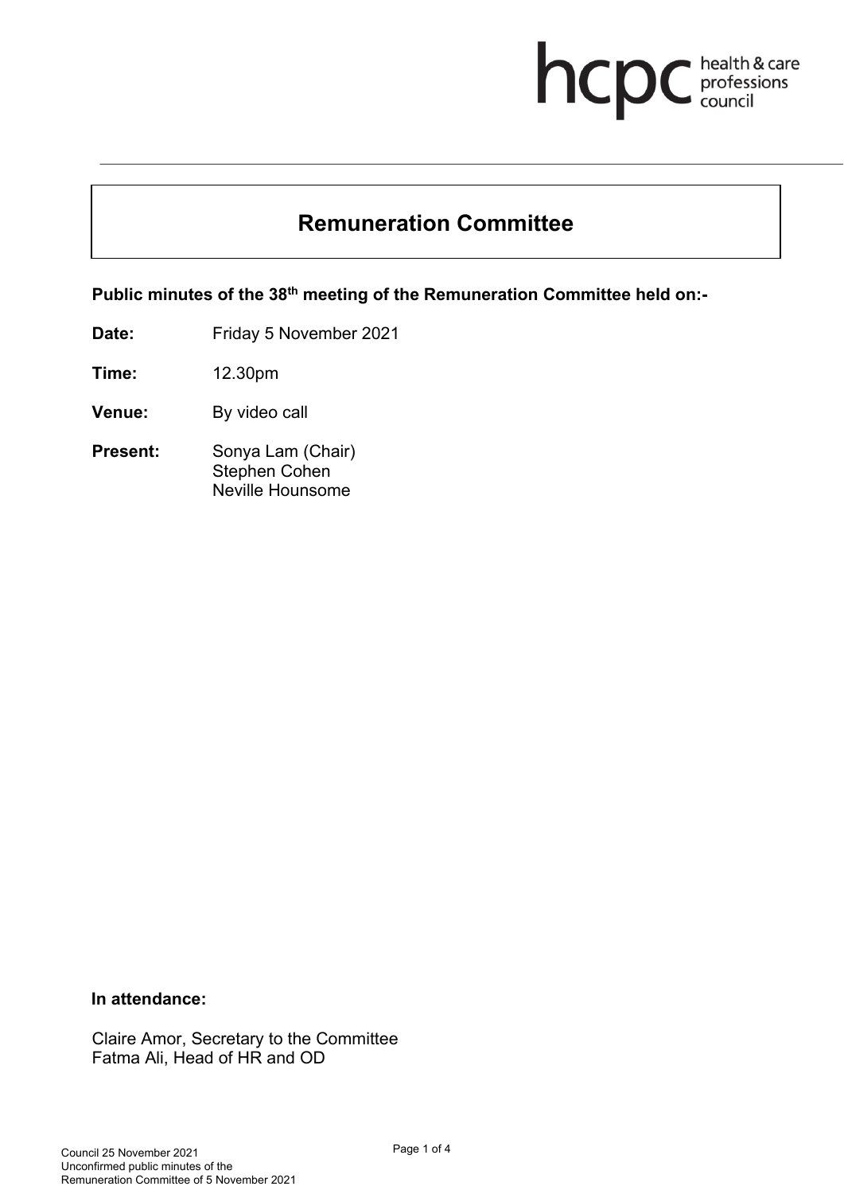# Remuneration Committee

**Public minutes of the 38th meeting of the Remuneration Committee held on:-**

**Date:** Friday 5 November 2021

**Time:** 12.30pm

**Venue:** By video call

**Present:** Sonya Lam (Chair)
Stephen Cohen
Neville Hounsome

**In attendance:**

Claire Amor, Secretary to the Committee
Fatma Ali, Head of HR and OD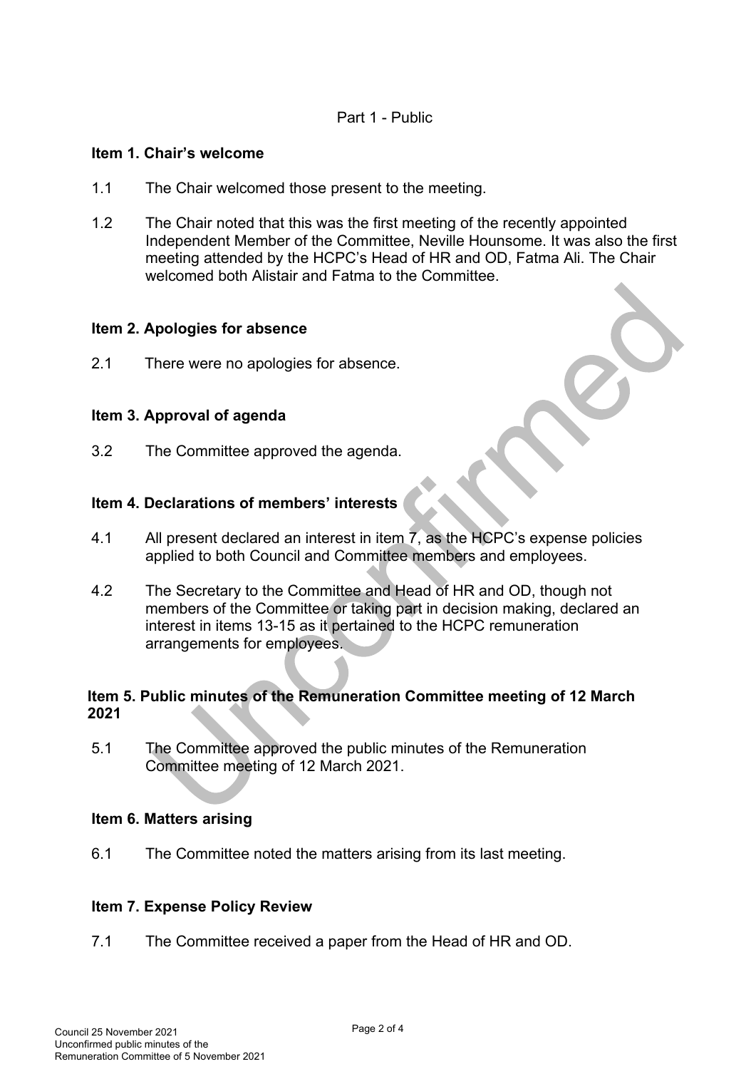Part 1 - Public

**Item 1. Chair's welcome**

1.1 The Chair welcomed those present to the meeting.

1.2 The Chair noted that this was the first meeting of the recently appointed Independent Member of the Committee, Neville Hounsome. It was also the first meeting attended by the HCPC's Head of HR and OD, Fatma Ali. The Chair welcomed both Alistair and Fatma to the Committee.

**Item 2. Apologies for absence**

2.1 There were no apologies for absence.

**Item 3. Approval of agenda**

3.2 The Committee approved the agenda.

**Item 4. Declarations of members' interests**

4.1 All present declared an interest in item 7, as the HCPC's expense policies applied to both Council and Committee members and employees.

4.2 The Secretary to the Committee and Head of HR and OD, though not members of the Committee or taking part in decision making, declared an interest in items 13-15 as it pertained to the HCPC remuneration arrangements for employees.

**Item 5. Public minutes of the Remuneration Committee meeting of 12 March 2021**

5.1 The Committee approved the public minutes of the Remuneration Committee meeting of 12 March 2021.

**Item 6. Matters arising**

6.1 The Committee noted the matters arising from its last meeting.

**Item 7. Expense Policy Review**

7.1 The Committee received a paper from the Head of HR and OD.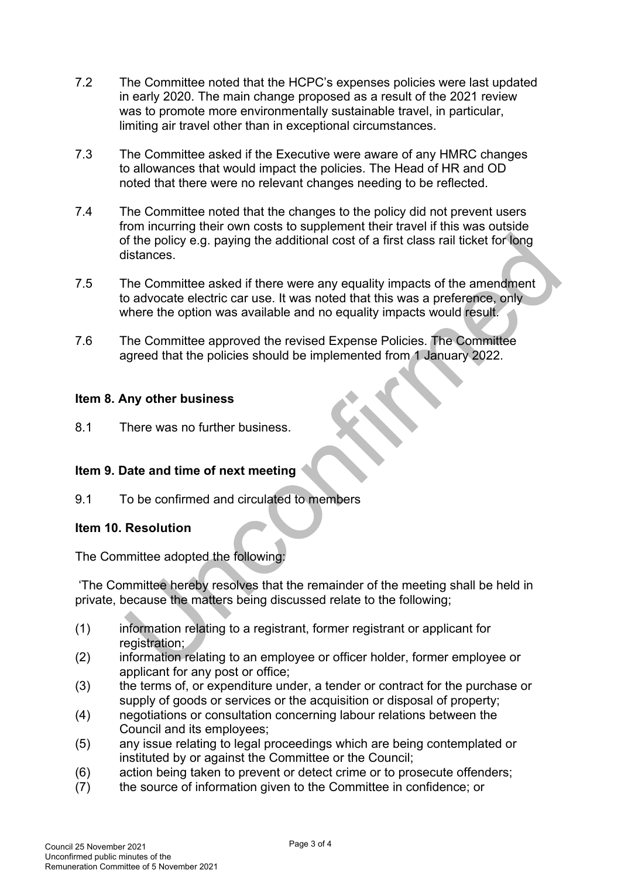7.2 The Committee noted that the HCPC's expenses policies were last updated in early 2020. The main change proposed as a result of the 2021 review was to promote more environmentally sustainable travel, in particular, limiting air travel other than in exceptional circumstances.

7.3 The Committee asked if the Executive were aware of any HMRC changes to allowances that would impact the policies. The Head of HR and OD noted that there were no relevant changes needing to be reflected.

7.4 The Committee noted that the changes to the policy did not prevent users from incurring their own costs to supplement their travel if this was outside of the policy e.g. paying the additional cost of a first class rail ticket for long distances.

7.5 The Committee asked if there were any equality impacts of the amendment to advocate electric car use. It was noted that this was a preference, only where the option was available and no equality impacts would result.

7.6 The Committee approved the revised Expense Policies. The Committee agreed that the policies should be implemented from 1 January 2022.

**Item 8. Any other business**

8.1 There was no further business.

**Item 9. Date and time of next meeting**

9.1 To be confirmed and circulated to members

**Item 10. Resolution**

The Committee adopted the following:

'The Committee hereby resolves that the remainder of the meeting shall be held in private, because the matters being discussed relate to the following;

(1) information relating to a registrant, former registrant or applicant for registration;
(2) information relating to an employee or officer holder, former employee or applicant for any post or office;
(3) the terms of, or expenditure under, a tender or contract for the purchase or supply of goods or services or the acquisition or disposal of property;
(4) negotiations or consultation concerning labour relations between the Council and its employees;
(5) any issue relating to legal proceedings which are being contemplated or instituted by or against the Committee or the Council;
(6) action being taken to prevent or detect crime or to prosecute offenders;
(7) the source of information given to the Committee in confidence; or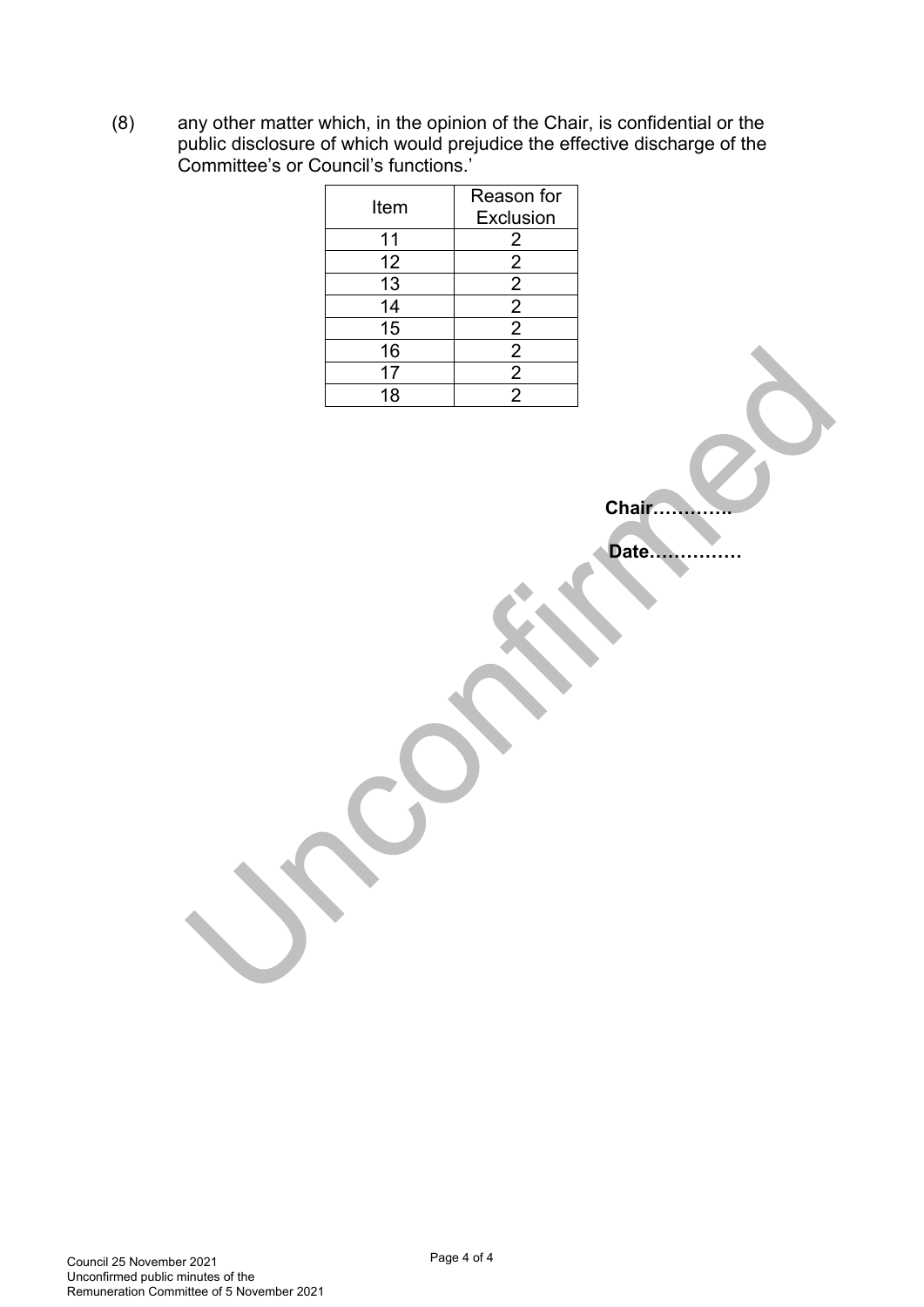(8) any other matter which, in the opinion of the Chair, is confidential or the public disclosure of which would prejudice the effective discharge of the Committee's or Council's functions.'

| Item | Reason for Exclusion |
|---|---|
| 11 | 2 |
| 12 | 2 |
| 13 | 2 |
| 14 | 2 |
| 15 | 2 |
| 16 | 2 |
| 17 | 2 |
| 18 | 2 |

Unconfirmed

**Chair………….**

**Date……………**

Council 25 November 2021
Unconfirmed public minutes of the
Remuneration Committee of 5 November 2021